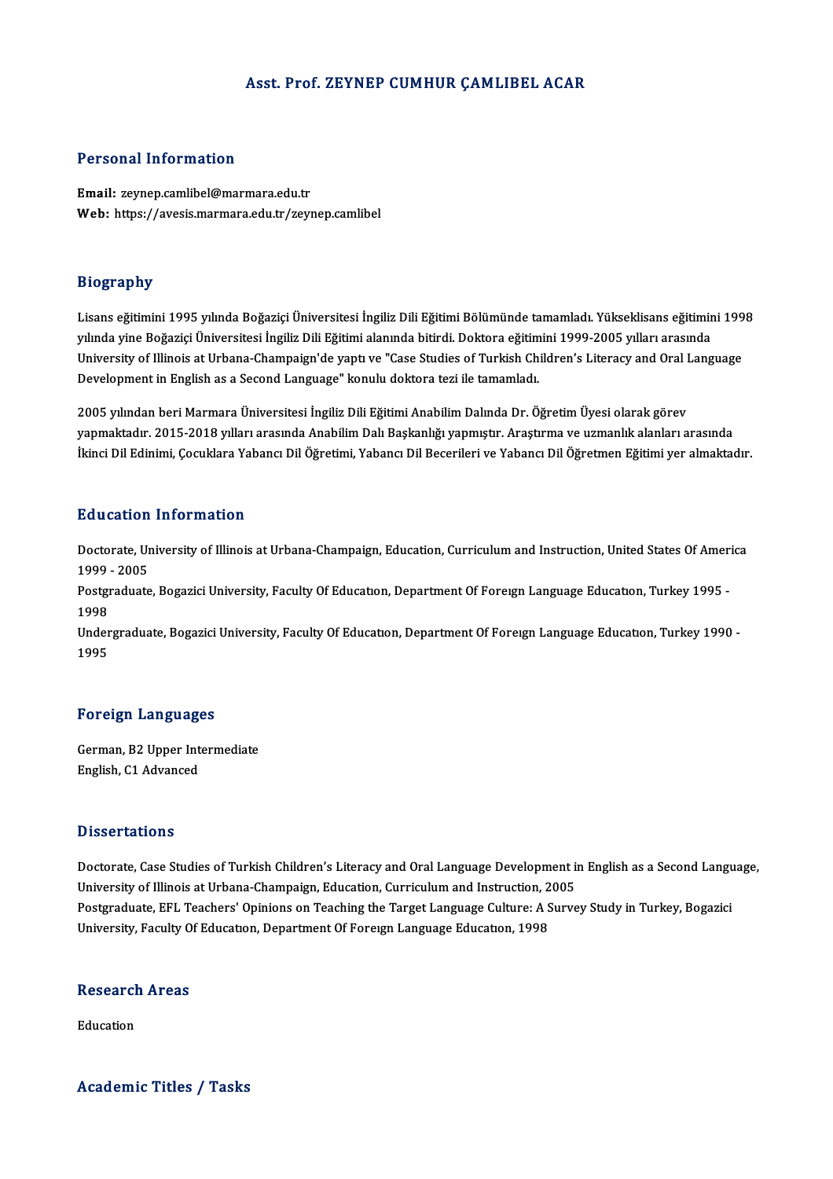# Asst. Prof. ZEYNEP CUMHUR ÇAMLIBEL ACAR

## Personal Information

**Email:** zeynep.camlibel@marmara.edu.tr
**Web:** https://avesis.marmara.edu.tr/zeynep.camlibel

## Biography

Lisans eğitimini 1995 yılında Boğaziçi Üniversitesi İngiliz Dili Eğitimi Bölümünde tamamladı. Yükseklisans eğitimini 1998 yılında yine Boğaziçi Üniversitesi İngiliz Dili Eğitimi alanında bitirdi. Doktora eğitimini 1999-2005 yılları arasında University of Illinois at Urbana-Champaign'de yaptı ve "Case Studies of Turkish Children's Literacy and Oral Language Development in English as a Second Language" konulu doktora tezi ile tamamladı.

2005 yılından beri Marmara Üniversitesi İngiliz Dili Eğitimi Anabilim Dalında Dr. Öğretim Üyesi olarak görev yapmaktadır. 2015-2018 yılları arasında Anabilim Dalı Başkanlığı yapmıştır. Araştırma ve uzmanlık alanları arasında İkinci Dil Edinimi, Çocuklara Yabancı Dil Öğretimi, Yabancı Dil Becerileri ve Yabancı Dil Öğretmen Eğitimi yer almaktadır.

## Education Information

Doctorate, University of Illinois at Urbana-Champaign, Education, Curriculum and Instruction, United States Of America 1999 - 2005

Postgraduate, Bogazici University, Faculty Of Educatıon, Department Of Foreıgn Language Educatıon, Turkey 1995 - 1998

Undergraduate, Bogazici University, Faculty Of Educatıon, Department Of Foreıgn Language Educatıon, Turkey 1990 - 1995

## Foreign Languages

German, B2 Upper Intermediate
English, C1 Advanced

## Dissertations

Doctorate, Case Studies of Turkish Children's Literacy and Oral Language Development in English as a Second Language, University of Illinois at Urbana-Champaign, Education, Curriculum and Instruction, 2005

Postgraduate, EFL Teachers' Opinions on Teaching the Target Language Culture: A Survey Study in Turkey, Bogazici University, Faculty Of Educatıon, Department Of Foreıgn Language Educatıon, 1998

## Research Areas

Education

## Academic Titles / Tasks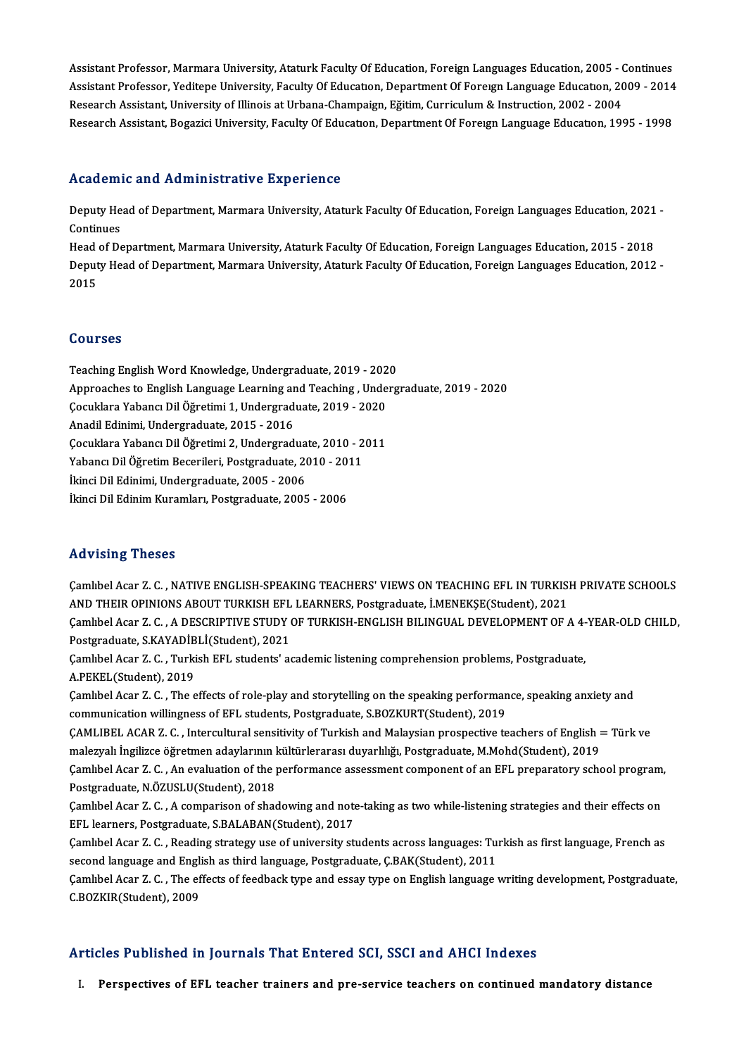Assistant Professor, Marmara University, Ataturk Faculty Of Education, Foreign Languages Education, 2005 - Continues
Assistant Professor, Yeditepe University, Faculty Of Education, Department Of Foreign Language Education, 2009 - 2014
Research Assistant, University of Illinois at Urbana-Champaign, Eğitim, Curriculum & Instruction, 2002 - 2004
Research Assistant, Bogazici University, Faculty Of Education, Department Of Foreign Language Education, 1995 - 1998

## Academic and Administrative Experience

Deputy Head of Department, Marmara University, Ataturk Faculty Of Education, Foreign Languages Education, 2021 - Continues
Head of Department, Marmara University, Ataturk Faculty Of Education, Foreign Languages Education, 2015 - 2018
Deputy Head of Department, Marmara University, Ataturk Faculty Of Education, Foreign Languages Education, 2012 - 2015

## Courses

Teaching English Word Knowledge, Undergraduate, 2019 - 2020
Approaches to English Language Learning and Teaching , Undergraduate, 2019 - 2020
Çocuklara Yabancı Dil Öğretimi 1, Undergraduate, 2019 - 2020
Anadil Edinimi, Undergraduate, 2015 - 2016
Çocuklara Yabancı Dil Öğretimi 2, Undergraduate, 2010 - 2011
Yabancı Dil Öğretim Becerileri, Postgraduate, 2010 - 2011
İkinci Dil Edinimi, Undergraduate, 2005 - 2006
İkinci Dil Edinim Kuramları, Postgraduate, 2005 - 2006

## Advising Theses

Çamlıbel Acar Z. C. , NATIVE ENGLISH-SPEAKING TEACHERS' VIEWS ON TEACHING EFL IN TURKISH PRIVATE SCHOOLS AND THEIR OPINIONS ABOUT TURKISH EFL LEARNERS, Postgraduate, İ.MENEKŞE(Student), 2021
Çamlıbel Acar Z. C. , A DESCRIPTIVE STUDY OF TURKISH-ENGLISH BILINGUAL DEVELOPMENT OF A 4-YEAR-OLD CHILD, Postgraduate, S.KAYADİBLİ(Student), 2021
Çamlıbel Acar Z. C. , Turkish EFL students' academic listening comprehension problems, Postgraduate, A.PEKEL(Student), 2019
Çamlıbel Acar Z. C. , The effects of role-play and storytelling on the speaking performance, speaking anxiety and communication willingness of EFL students, Postgraduate, S.BOZKURT(Student), 2019
ÇAMLIBEL ACAR Z. C. , Intercultural sensitivity of Turkish and Malaysian prospective teachers of English = Türk ve malezyalı İngilizce öğretmen adaylarının kültürlerarası duyarlılığı, Postgraduate, M.Mohd(Student), 2019
Çamlıbel Acar Z. C. , An evaluation of the performance assessment component of an EFL preparatory school program, Postgraduate, N.ÖZUSLU(Student), 2018
Çamlıbel Acar Z. C. , A comparison of shadowing and note-taking as two while-listening strategies and their effects on EFL learners, Postgraduate, S.BALABAN(Student), 2017
Çamlıbel Acar Z. C. , Reading strategy use of university students across languages: Turkish as first language, French as second language and English as third language, Postgraduate, Ç.BAK(Student), 2011
Çamlıbel Acar Z. C. , The effects of feedback type and essay type on English language writing development, Postgraduate, C.BOZKIR(Student), 2009

## Articles Published in Journals That Entered SCI, SSCI and AHCI Indexes

I. **Perspectives of EFL teacher trainers and pre-service teachers on continued mandatory distance**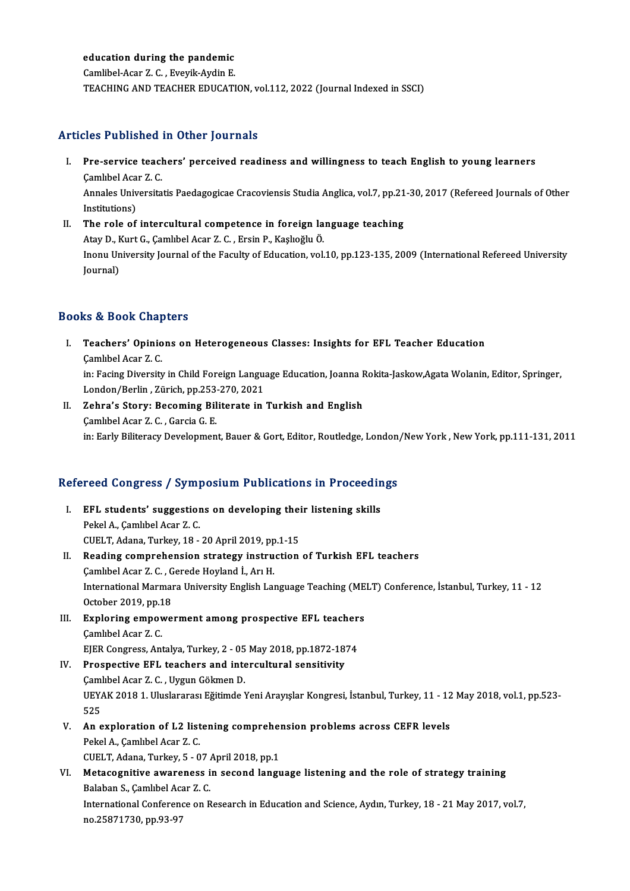**education during the pandemic**
Camlibel-Acar Z. C. , Eveyik-Aydin E.
TEACHING AND TEACHER EDUCATION, vol.112, 2022 (Journal Indexed in SSCI)

## Articles Published in Other Journals

I. **Pre-service teachers' perceived readiness and willingness to teach English to young learners**
Çamlıbel Acar Z. C.
Annales Universitatis Paedagogicae Cracoviensis Studia Anglica, vol.7, pp.21-30, 2017 (Refereed Journals of Other Institutions)

II. **The role of intercultural competence in foreign language teaching**
Atay D., Kurt G., Çamlıbel Acar Z. C. , Ersin P., Kaşlıoğlu Ö.
Inonu University Journal of the Faculty of Education, vol.10, pp.123-135, 2009 (International Refereed University Journal)

## Books & Book Chapters

I. **Teachers' Opinions on Heterogeneous Classes: Insights for EFL Teacher Education**
Çamlıbel Acar Z. C.
in: Facing Diversity in Child Foreign Language Education, Joanna Rokita-Jaskow,Agata Wolanin, Editor, Springer, London/Berlin , Zürich, pp.253-270, 2021

II. **Zehra's Story: Becoming Biliterate in Turkish and English**
Çamlıbel Acar Z. C. , Garcia G. E.
in: Early Biliteracy Development, Bauer & Gort, Editor, Routledge, London/New York , New York, pp.111-131, 2011

## Refereed Congress / Symposium Publications in Proceedings

I. **EFL students' suggestions on developing their listening skills**
Pekel A., Çamlıbel Acar Z. C.
CUELT, Adana, Turkey, 18 - 20 April 2019, pp.1-15

II. **Reading comprehension strategy instruction of Turkish EFL teachers**
Çamlıbel Acar Z. C. , Gerede Hoyland İ., Arı H.
International Marmara University English Language Teaching (MELT) Conference, İstanbul, Turkey, 11 - 12 October 2019, pp.18

III. **Exploring empowerment among prospective EFL teachers**
Çamlıbel Acar Z. C.
EJER Congress, Antalya, Turkey, 2 - 05 May 2018, pp.1872-1874

IV. **Prospective EFL teachers and intercultural sensitivity**
Çamlıbel Acar Z. C. , Uygun Gökmen D.
UEYAK 2018 1. Uluslararası Eğitimde Yeni Arayışlar Kongresi, İstanbul, Turkey, 11 - 12 May 2018, vol.1, pp.523-525

V. **An exploration of L2 listening comprehension problems across CEFR levels**
Pekel A., Çamlıbel Acar Z. C.
CUELT, Adana, Turkey, 5 - 07 April 2018, pp.1

VI. **Metacognitive awareness in second language listening and the role of strategy training**
Balaban S., Çamlıbel Acar Z. C.
International Conference on Research in Education and Science, Aydın, Turkey, 18 - 21 May 2017, vol.7, no.25871730, pp.93-97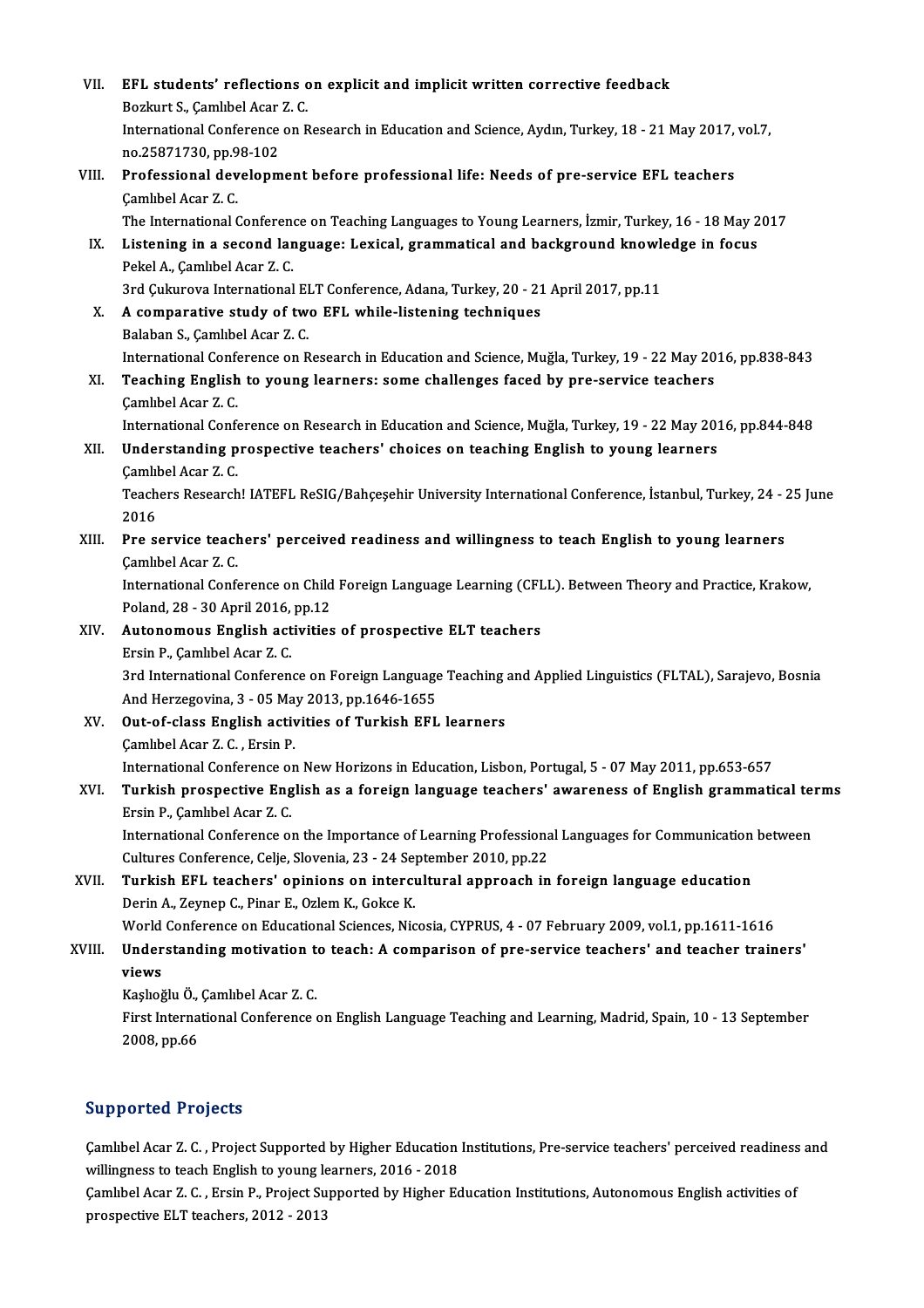VII. **EFL students' reflections on explicit and implicit written corrective feedback**
Bozkurt S., Çamlıbel Acar Z. C.
International Conference on Research in Education and Science, Aydın, Turkey, 18 - 21 May 2017, vol.7, no.25871730, pp.98-102

VIII. **Professional development before professional life: Needs of pre-service EFL teachers**
Çamlıbel Acar Z. C.
The International Conference on Teaching Languages to Young Learners, İzmir, Turkey, 16 - 18 May 2017

IX. **Listening in a second language: Lexical, grammatical and background knowledge in focus**
Pekel A., Çamlıbel Acar Z. C.
3rd Çukurova International ELT Conference, Adana, Turkey, 20 - 21 April 2017, pp.11

X. **A comparative study of two EFL while-listening techniques**
Balaban S., Çamlıbel Acar Z. C.
International Conference on Research in Education and Science, Muğla, Turkey, 19 - 22 May 2016, pp.838-843

XI. **Teaching English to young learners: some challenges faced by pre-service teachers**
Çamlıbel Acar Z. C.
International Conference on Research in Education and Science, Muğla, Turkey, 19 - 22 May 2016, pp.844-848

XII. **Understanding prospective teachers' choices on teaching English to young learners**
Çamlıbel Acar Z. C.
Teachers Research! IATEFL ReSIG/Bahçeşehir University International Conference, İstanbul, Turkey, 24 - 25 June 2016

XIII. **Pre service teachers' perceived readiness and willingness to teach English to young learners**
Çamlıbel Acar Z. C.
International Conference on Child Foreign Language Learning (CFLL). Between Theory and Practice, Krakow, Poland, 28 - 30 April 2016, pp.12

XIV. **Autonomous English activities of prospective ELT teachers**
Ersin P., Çamlıbel Acar Z. C.
3rd International Conference on Foreign Language Teaching and Applied Linguistics (FLTAL), Sarajevo, Bosnia And Herzegovina, 3 - 05 May 2013, pp.1646-1655

XV. **Out-of-class English activities of Turkish EFL learners**
Çamlıbel Acar Z. C. , Ersin P.
International Conference on New Horizons in Education, Lisbon, Portugal, 5 - 07 May 2011, pp.653-657

XVI. **Turkish prospective English as a foreign language teachers' awareness of English grammatical terms**
Ersin P., Çamlıbel Acar Z. C.
International Conference on the Importance of Learning Professional Languages for Communication between Cultures Conference, Celje, Slovenia, 23 - 24 September 2010, pp.22

XVII. **Turkish EFL teachers' opinions on intercultural approach in foreign language education**
Derin A., Zeynep C., Pinar E., Ozlem K., Gokce K.
World Conference on Educational Sciences, Nicosia, CYPRUS, 4 - 07 February 2009, vol.1, pp.1611-1616

XVIII. **Understanding motivation to teach: A comparison of pre-service teachers' and teacher trainers' views**
Kaşlıoğlu Ö., Çamlıbel Acar Z. C.
First International Conference on English Language Teaching and Learning, Madrid, Spain, 10 - 13 September 2008, pp.66

## Supported Projects

Çamlıbel Acar Z. C. , Project Supported by Higher Education Institutions, Pre-service teachers' perceived readiness and willingness to teach English to young learners, 2016 - 2018

Çamlıbel Acar Z. C. , Ersin P., Project Supported by Higher Education Institutions, Autonomous English activities of prospective ELT teachers, 2012 - 2013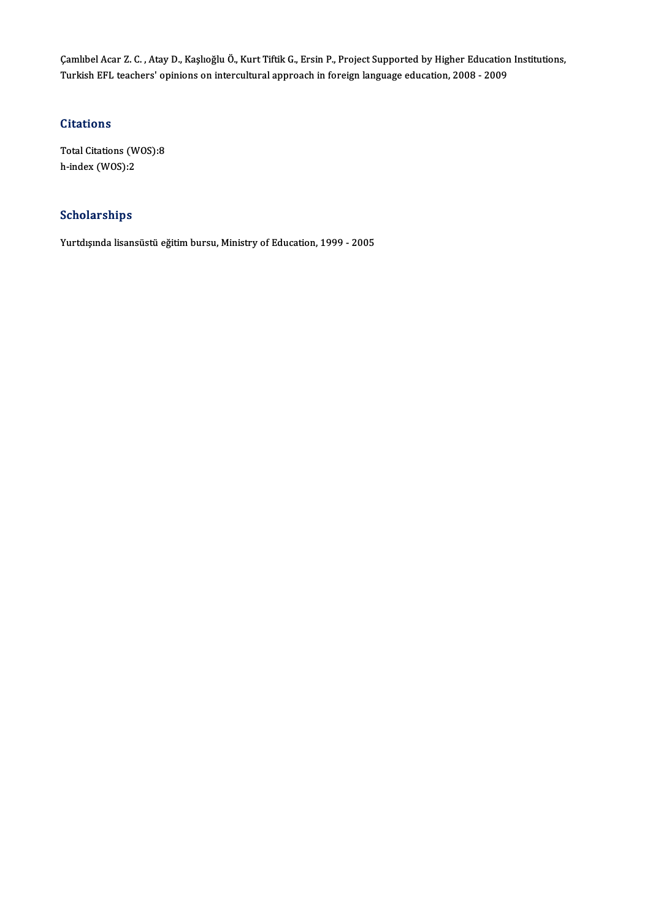Çamlıbel Acar Z. C. , Atay D., Kaşlıoğlu Ö., Kurt Tiftik G., Ersin P., Project Supported by Higher Education Institutions, Turkish EFL teachers' opinions on intercultural approach in foreign language education, 2008 - 2009

## Citations

Total Citations (WOS):8
h-index (WOS):2

## Scholarships

Yurtdışında lisansüstü eğitim bursu, Ministry of Education, 1999 - 2005